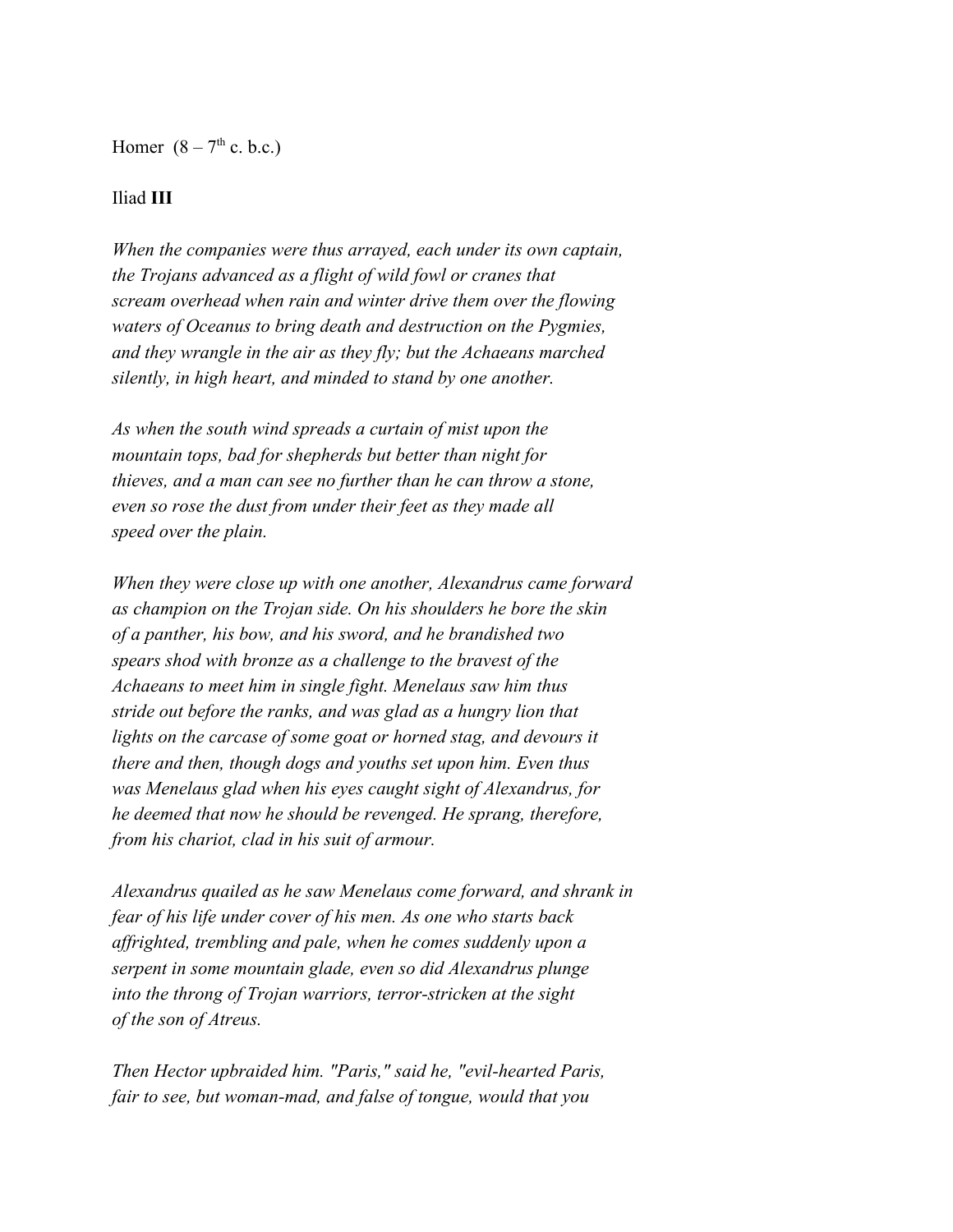Homer (8 – 7th c. b.c.)

Iliad **III**

*When the companies were thus arrayed, each under its own captain, the Trojans advanced as a flight of wild fowl or cranes that scream overhead when rain and winter drive them over the flowing waters of Oceanus to bring death and destruction on the Pygmies, and they wrangle in the air as they fly; but the Achaeans marched silently, in high heart, and minded to stand by one another.*

*As when the south wind spreads a curtain of mist upon the mountain tops, bad for shepherds but better than night for thieves, and a man can see no further than he can throw a stone, even so rose the dust from under their feet as they made all speed over the plain.*

*When they were close up with one another, Alexandrus came forward as champion on the Trojan side. On his shoulders he bore the skin of a panther, his bow, and his sword, and he brandished two spears shod with bronze as a challenge to the bravest of the Achaeans to meet him in single fight. Menelaus saw him thus stride out before the ranks, and was glad as a hungry lion that lights on the carcase of some goat or horned stag, and devours it there and then, though dogs and youths set upon him. Even thus was Menelaus glad when his eyes caught sight of Alexandrus, for he deemed that now he should be revenged. He sprang, therefore, from his chariot, clad in his suit of armour.*

*Alexandrus quailed as he saw Menelaus come forward, and shrank in fear of his life under cover of his men. As one who starts back affrighted, trembling and pale, when he comes suddenly upon a serpent in some mountain glade, even so did Alexandrus plunge into the throng of Trojan warriors, terror-stricken at the sight of the son of Atreus.*

*Then Hector upbraided him. "Paris," said he, "evil-hearted Paris, fair to see, but woman-mad, and false of tongue, would that you*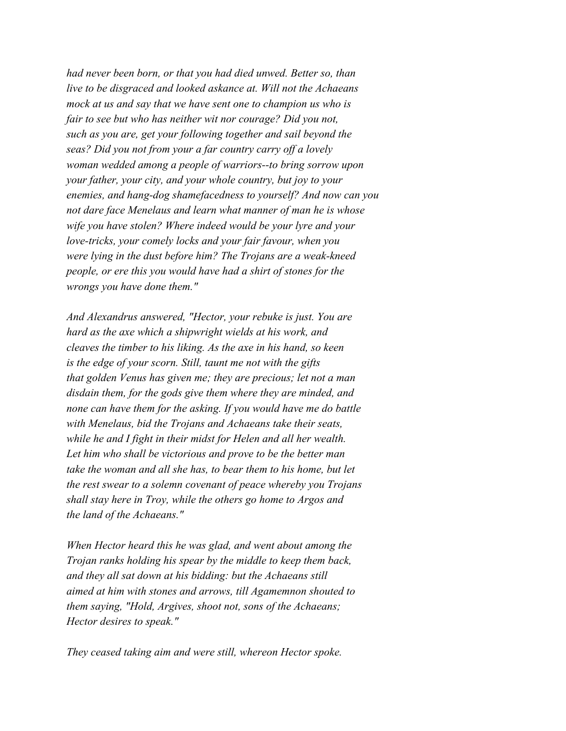*had never been born, or that you had died unwed. Better so, than live to be disgraced and looked askance at. Will not the Achaeans mock at us and say that we have sent one to champion us who is fair to see but who has neither wit nor courage? Did you not, such as you are, get your following together and sail beyond the seas? Did you not from your a far country carry off a lovely woman wedded among a people of warriors--to bring sorrow upon your father, your city, and your whole country, but joy to your enemies, and hang-dog shamefacedness to yourself? And now can you not dare face Menelaus and learn what manner of man he is whose wife you have stolen? Where indeed would be your lyre and your love-tricks, your comely locks and your fair favour, when you were lying in the dust before him? The Trojans are a weak-kneed people, or ere this you would have had a shirt of stones for the wrongs you have done them."*

*And Alexandrus answered, "Hector, your rebuke is just. You are hard as the axe which a shipwright wields at his work, and cleaves the timber to his liking. As the axe in his hand, so keen is the edge of your scorn. Still, taunt me not with the gifts that golden Venus has given me; they are precious; let not a man disdain them, for the gods give them where they are minded, and none can have them for the asking. If you would have me do battle with Menelaus, bid the Trojans and Achaeans take their seats, while he and I fight in their midst for Helen and all her wealth. Let him who shall be victorious and prove to be the better man take the woman and all she has, to bear them to his home, but let the rest swear to a solemn covenant of peace whereby you Trojans shall stay here in Troy, while the others go home to Argos and the land of the Achaeans."*

*When Hector heard this he was glad, and went about among the Trojan ranks holding his spear by the middle to keep them back, and they all sat down at his bidding: but the Achaeans still aimed at him with stones and arrows, till Agamemnon shouted to them saying, "Hold, Argives, shoot not, sons of the Achaeans; Hector desires to speak."*

*They ceased taking aim and were still, whereon Hector spoke.*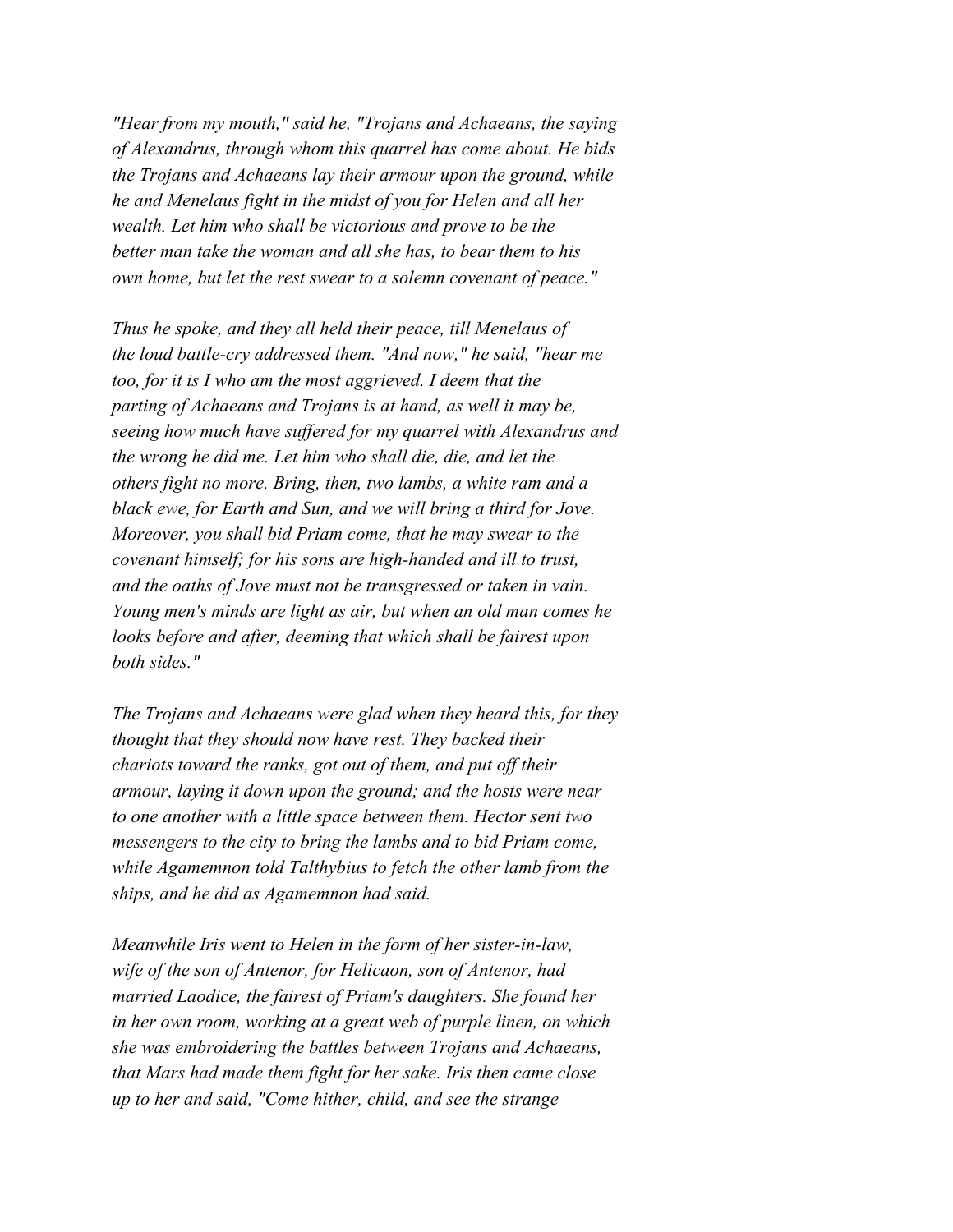*"Hear from my mouth," said he, "Trojans and Achaeans, the saying of Alexandrus, through whom this quarrel has come about. He bids the Trojans and Achaeans lay their armour upon the ground, while he and Menelaus fight in the midst of you for Helen and all her wealth. Let him who shall be victorious and prove to be the better man take the woman and all she has, to bear them to his own home, but let the rest swear to a solemn covenant of peace."*

*Thus he spoke, and they all held their peace, till Menelaus of the loud battle-cry addressed them. "And now," he said, "hear me too, for it is I who am the most aggrieved. I deem that the parting of Achaeans and Trojans is at hand, as well it may be, seeing how much have suffered for my quarrel with Alexandrus and the wrong he did me. Let him who shall die, die, and let the others fight no more. Bring, then, two lambs, a white ram and a black ewe, for Earth and Sun, and we will bring a third for Jove. Moreover, you shall bid Priam come, that he may swear to the covenant himself; for his sons are high-handed and ill to trust, and the oaths of Jove must not be transgressed or taken in vain. Young men's minds are light as air, but when an old man comes he looks before and after, deeming that which shall be fairest upon both sides."*

*The Trojans and Achaeans were glad when they heard this, for they thought that they should now have rest. They backed their chariots toward the ranks, got out of them, and put off their armour, laying it down upon the ground; and the hosts were near to one another with a little space between them. Hector sent two messengers to the city to bring the lambs and to bid Priam come, while Agamemnon told Talthybius to fetch the other lamb from the ships, and he did as Agamemnon had said.*

*Meanwhile Iris went to Helen in the form of her sister-in-law, wife of the son of Antenor, for Helicaon, son of Antenor, had married Laodice, the fairest of Priam's daughters. She found her in her own room, working at a great web of purple linen, on which she was embroidering the battles between Trojans and Achaeans, that Mars had made them fight for her sake. Iris then came close up to her and said, "Come hither, child, and see the strange*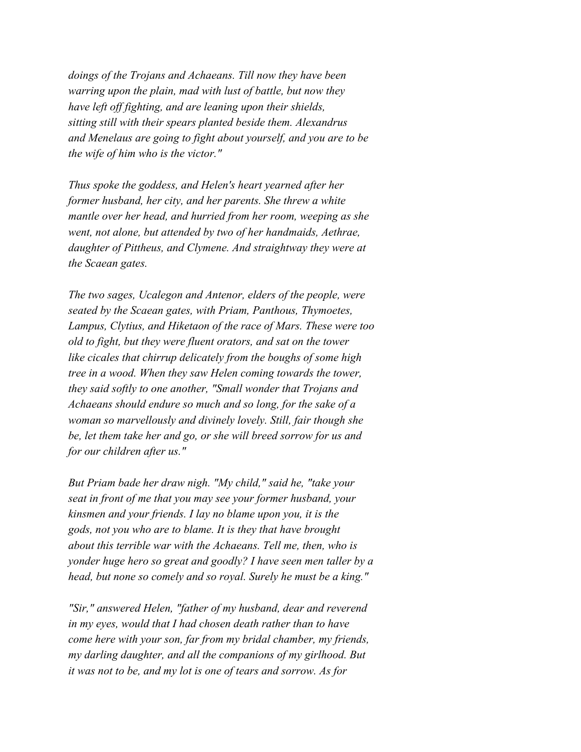*doings of the Trojans and Achaeans. Till now they have been warring upon the plain, mad with lust of battle, but now they have left off fighting, and are leaning upon their shields, sitting still with their spears planted beside them. Alexandrus and Menelaus are going to fight about yourself, and you are to be the wife of him who is the victor."*

*Thus spoke the goddess, and Helen's heart yearned after her former husband, her city, and her parents. She threw a white mantle over her head, and hurried from her room, weeping as she went, not alone, but attended by two of her handmaids, Aethrae, daughter of Pittheus, and Clymene. And straightway they were at the Scaean gates.*

*The two sages, Ucalegon and Antenor, elders of the people, were seated by the Scaean gates, with Priam, Panthous, Thymoetes, Lampus, Clytius, and Hiketaon of the race of Mars. These were too old to fight, but they were fluent orators, and sat on the tower like cicales that chirrup delicately from the boughs of some high tree in a wood. When they saw Helen coming towards the tower, they said softly to one another, "Small wonder that Trojans and Achaeans should endure so much and so long, for the sake of a woman so marvellously and divinely lovely. Still, fair though she be, let them take her and go, or she will breed sorrow for us and for our children after us."*

*But Priam bade her draw nigh. "My child," said he, "take your seat in front of me that you may see your former husband, your kinsmen and your friends. I lay no blame upon you, it is the gods, not you who are to blame. It is they that have brought about this terrible war with the Achaeans. Tell me, then, who is yonder huge hero so great and goodly? I have seen men taller by a head, but none so comely and so royal. Surely he must be a king."*

*"Sir," answered Helen, "father of my husband, dear and reverend in my eyes, would that I had chosen death rather than to have come here with your son, far from my bridal chamber, my friends, my darling daughter, and all the companions of my girlhood. But it was not to be, and my lot is one of tears and sorrow. As for*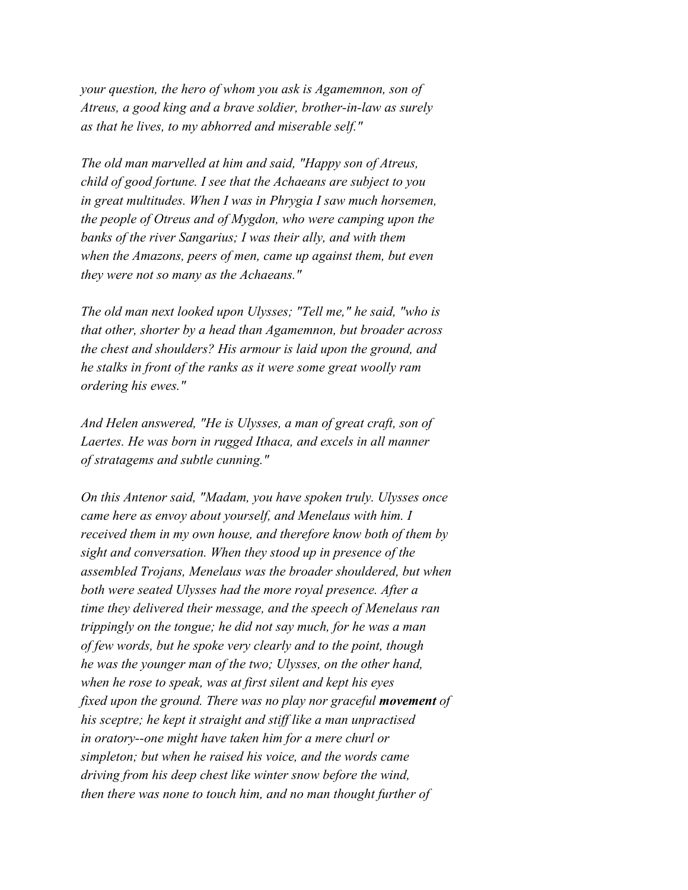*your question, the hero of whom you ask is Agamemnon, son of Atreus, a good king and a brave soldier, brother-in-law as surely as that he lives, to my abhorred and miserable self."*

*The old man marvelled at him and said, "Happy son of Atreus, child of good fortune. I see that the Achaeans are subject to you in great multitudes. When I was in Phrygia I saw much horsemen, the people of Otreus and of Mygdon, who were camping upon the banks of the river Sangarius; I was their ally, and with them when the Amazons, peers of men, came up against them, but even they were not so many as the Achaeans."*

*The old man next looked upon Ulysses; "Tell me," he said, "who is that other, shorter by a head than Agamemnon, but broader across the chest and shoulders? His armour is laid upon the ground, and he stalks in front of the ranks as it were some great woolly ram ordering his ewes."*

*And Helen answered, "He is Ulysses, a man of great craft, son of Laertes. He was born in rugged Ithaca, and excels in all manner of stratagems and subtle cunning."*

*On this Antenor said, "Madam, you have spoken truly. Ulysses once came here as envoy about yourself, and Menelaus with him. I received them in my own house, and therefore know both of them by sight and conversation. When they stood up in presence of the assembled Trojans, Menelaus was the broader shouldered, but when both were seated Ulysses had the more royal presence. After a time they delivered their message, and the speech of Menelaus ran trippingly on the tongue; he did not say much, for he was a man of few words, but he spoke very clearly and to the point, though he was the younger man of the two; Ulysses, on the other hand, when he rose to speak, was at first silent and kept his eyes fixed upon the ground. There was no play nor graceful* ***movement*** *of his sceptre; he kept it straight and stiff like a man unpractised in oratory--one might have taken him for a mere churl or simpleton; but when he raised his voice, and the words came driving from his deep chest like winter snow before the wind, then there was none to touch him, and no man thought further of*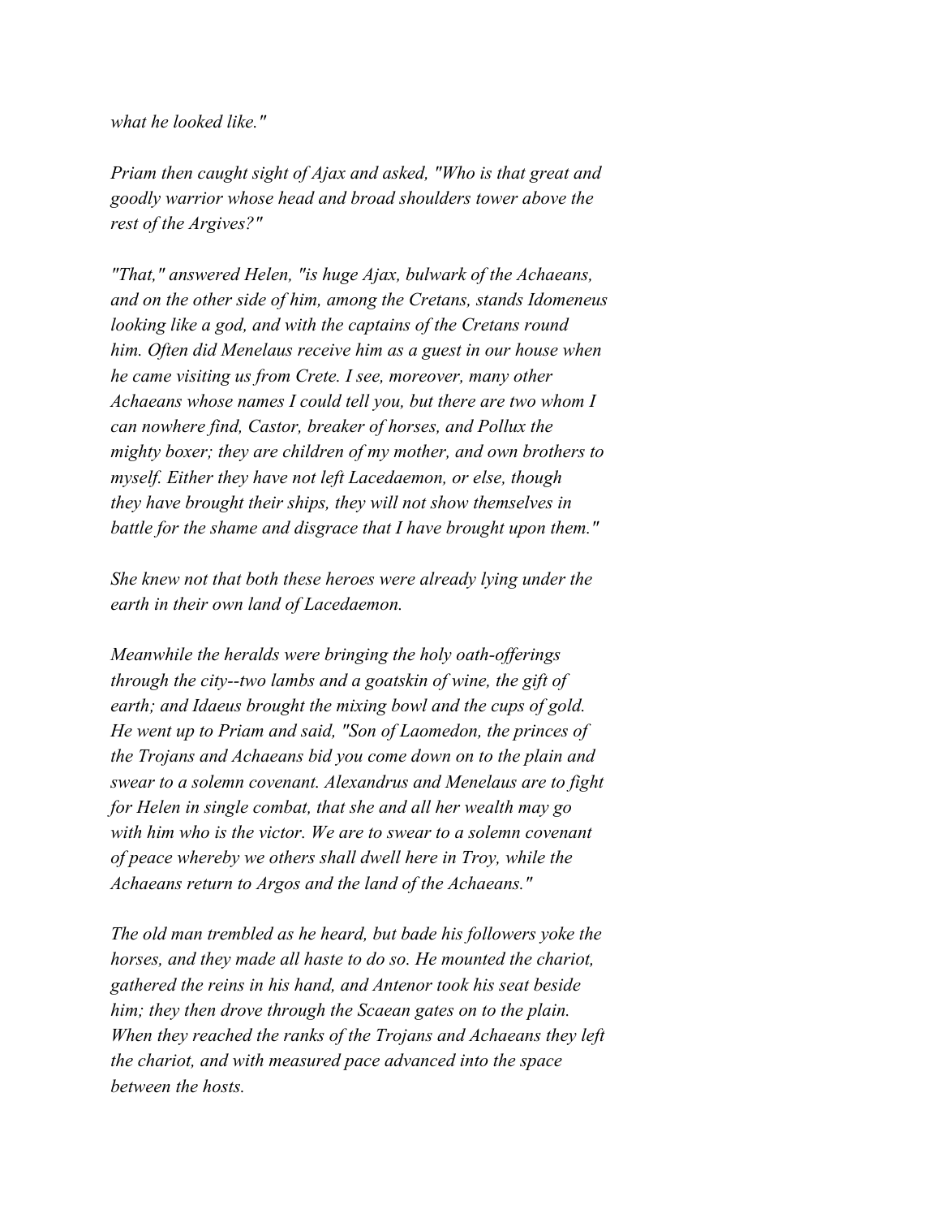*what he looked like."*

*Priam then caught sight of Ajax and asked, "Who is that great and goodly warrior whose head and broad shoulders tower above the rest of the Argives?"*

*"That," answered Helen, "is huge Ajax, bulwark of the Achaeans, and on the other side of him, among the Cretans, stands Idomeneus looking like a god, and with the captains of the Cretans round him. Often did Menelaus receive him as a guest in our house when he came visiting us from Crete. I see, moreover, many other Achaeans whose names I could tell you, but there are two whom I can nowhere find, Castor, breaker of horses, and Pollux the mighty boxer; they are children of my mother, and own brothers to myself. Either they have not left Lacedaemon, or else, though they have brought their ships, they will not show themselves in battle for the shame and disgrace that I have brought upon them."*

*She knew not that both these heroes were already lying under the earth in their own land of Lacedaemon.*

*Meanwhile the heralds were bringing the holy oath-offerings through the city--two lambs and a goatskin of wine, the gift of earth; and Idaeus brought the mixing bowl and the cups of gold. He went up to Priam and said, "Son of Laomedon, the princes of the Trojans and Achaeans bid you come down on to the plain and swear to a solemn covenant. Alexandrus and Menelaus are to fight for Helen in single combat, that she and all her wealth may go with him who is the victor. We are to swear to a solemn covenant of peace whereby we others shall dwell here in Troy, while the Achaeans return to Argos and the land of the Achaeans."*

*The old man trembled as he heard, but bade his followers yoke the horses, and they made all haste to do so. He mounted the chariot, gathered the reins in his hand, and Antenor took his seat beside him; they then drove through the Scaean gates on to the plain. When they reached the ranks of the Trojans and Achaeans they left the chariot, and with measured pace advanced into the space between the hosts.*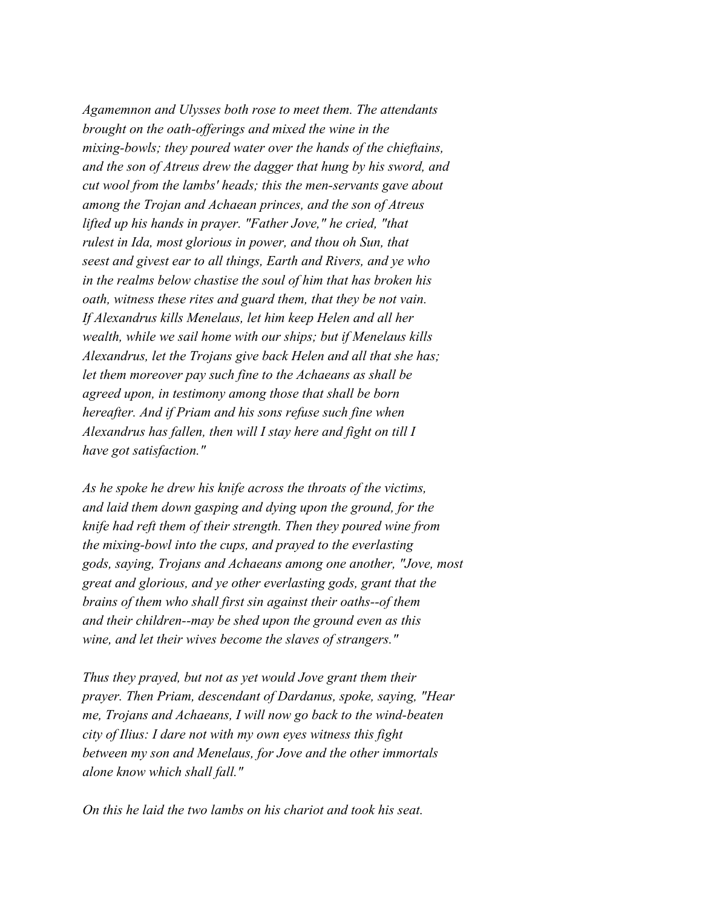*Agamemnon and Ulysses both rose to meet them. The attendants brought on the oath-offerings and mixed the wine in the mixing-bowls; they poured water over the hands of the chieftains, and the son of Atreus drew the dagger that hung by his sword, and cut wool from the lambs' heads; this the men-servants gave about among the Trojan and Achaean princes, and the son of Atreus lifted up his hands in prayer. "Father Jove," he cried, "that rulest in Ida, most glorious in power, and thou oh Sun, that seest and givest ear to all things, Earth and Rivers, and ye who in the realms below chastise the soul of him that has broken his oath, witness these rites and guard them, that they be not vain. If Alexandrus kills Menelaus, let him keep Helen and all her wealth, while we sail home with our ships; but if Menelaus kills Alexandrus, let the Trojans give back Helen and all that she has; let them moreover pay such fine to the Achaeans as shall be agreed upon, in testimony among those that shall be born hereafter. And if Priam and his sons refuse such fine when Alexandrus has fallen, then will I stay here and fight on till I have got satisfaction."*

*As he spoke he drew his knife across the throats of the victims, and laid them down gasping and dying upon the ground, for the knife had reft them of their strength. Then they poured wine from the mixing-bowl into the cups, and prayed to the everlasting gods, saying, Trojans and Achaeans among one another, "Jove, most great and glorious, and ye other everlasting gods, grant that the brains of them who shall first sin against their oaths--of them and their children--may be shed upon the ground even as this wine, and let their wives become the slaves of strangers."*

*Thus they prayed, but not as yet would Jove grant them their prayer. Then Priam, descendant of Dardanus, spoke, saying, "Hear me, Trojans and Achaeans, I will now go back to the wind-beaten city of Ilius: I dare not with my own eyes witness this fight between my son and Menelaus, for Jove and the other immortals alone know which shall fall."*

*On this he laid the two lambs on his chariot and took his seat.*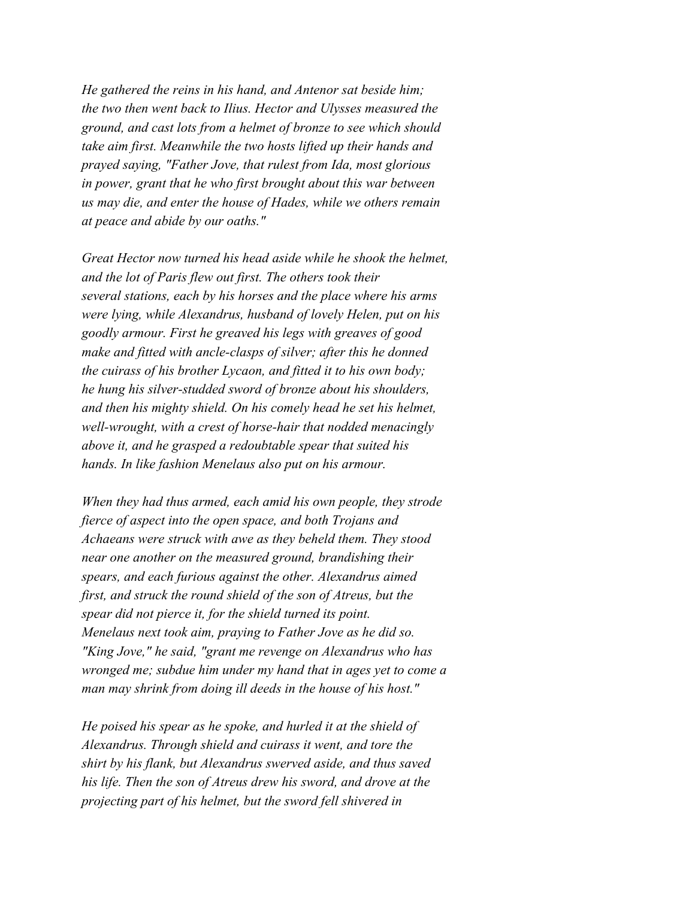*He gathered the reins in his hand, and Antenor sat beside him; the two then went back to Ilius. Hector and Ulysses measured the ground, and cast lots from a helmet of bronze to see which should take aim first. Meanwhile the two hosts lifted up their hands and prayed saying, "Father Jove, that rulest from Ida, most glorious in power, grant that he who first brought about this war between us may die, and enter the house of Hades, while we others remain at peace and abide by our oaths."*

*Great Hector now turned his head aside while he shook the helmet, and the lot of Paris flew out first. The others took their several stations, each by his horses and the place where his arms were lying, while Alexandrus, husband of lovely Helen, put on his goodly armour. First he greaved his legs with greaves of good make and fitted with ancle-clasps of silver; after this he donned the cuirass of his brother Lycaon, and fitted it to his own body; he hung his silver-studded sword of bronze about his shoulders, and then his mighty shield. On his comely head he set his helmet, well-wrought, with a crest of horse-hair that nodded menacingly above it, and he grasped a redoubtable spear that suited his hands. In like fashion Menelaus also put on his armour.*

*When they had thus armed, each amid his own people, they strode fierce of aspect into the open space, and both Trojans and Achaeans were struck with awe as they beheld them. They stood near one another on the measured ground, brandishing their spears, and each furious against the other. Alexandrus aimed first, and struck the round shield of the son of Atreus, but the spear did not pierce it, for the shield turned its point. Menelaus next took aim, praying to Father Jove as he did so. "King Jove," he said, "grant me revenge on Alexandrus who has wronged me; subdue him under my hand that in ages yet to come a man may shrink from doing ill deeds in the house of his host."*

*He poised his spear as he spoke, and hurled it at the shield of Alexandrus. Through shield and cuirass it went, and tore the shirt by his flank, but Alexandrus swerved aside, and thus saved his life. Then the son of Atreus drew his sword, and drove at the projecting part of his helmet, but the sword fell shivered in*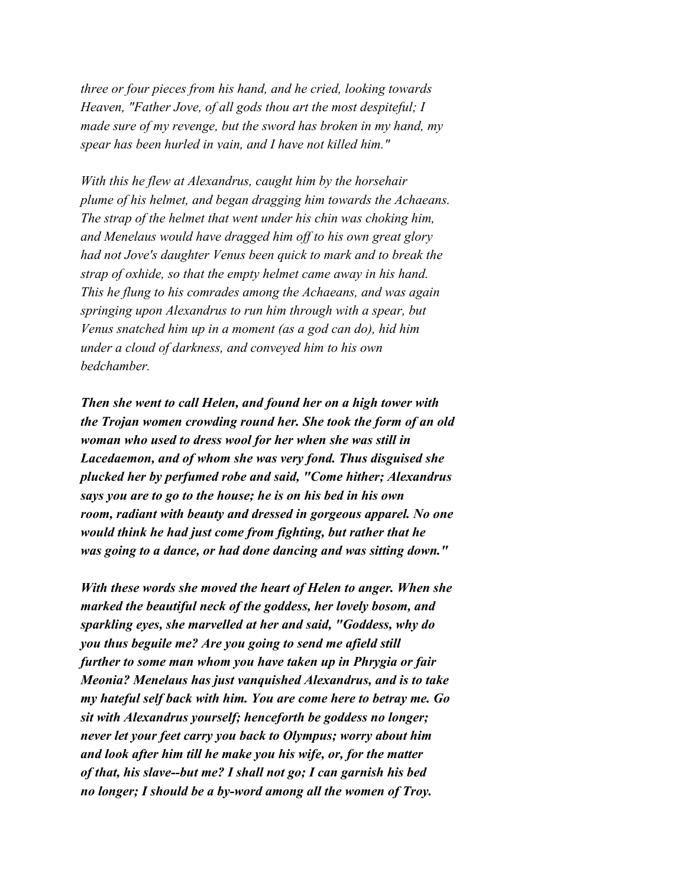*three or four pieces from his hand, and he cried, looking towards Heaven, "Father Jove, of all gods thou art the most despiteful; I made sure of my revenge, but the sword has broken in my hand, my spear has been hurled in vain, and I have not killed him."*

*With this he flew at Alexandrus, caught him by the horsehair plume of his helmet, and began dragging him towards the Achaeans. The strap of the helmet that went under his chin was choking him, and Menelaus would have dragged him off to his own great glory had not Jove's daughter Venus been quick to mark and to break the strap of oxhide, so that the empty helmet came away in his hand. This he flung to his comrades among the Achaeans, and was again springing upon Alexandrus to run him through with a spear, but Venus snatched him up in a moment (as a god can do), hid him under a cloud of darkness, and conveyed him to his own bedchamber.*

***Then she went to call Helen, and found her on a high tower with the Trojan women crowding round her. She took the form of an old woman who used to dress wool for her when she was still in Lacedaemon, and of whom she was very fond. Thus disguised she plucked her by perfumed robe and said, "Come hither; Alexandrus says you are to go to the house; he is on his bed in his own room, radiant with beauty and dressed in gorgeous apparel. No one would think he had just come from fighting, but rather that he was going to a dance, or had done dancing and was sitting down."***

***With these words she moved the heart of Helen to anger. When she marked the beautiful neck of the goddess, her lovely bosom, and sparkling eyes, she marvelled at her and said, "Goddess, why do you thus beguile me? Are you going to send me afield still further to some man whom you have taken up in Phrygia or fair Meonia? Menelaus has just vanquished Alexandrus, and is to take my hateful self back with him. You are come here to betray me. Go sit with Alexandrus yourself; henceforth be goddess no longer; never let your feet carry you back to Olympus; worry about him and look after him till he make you his wife, or, for the matter of that, his slave--but me? I shall not go; I can garnish his bed no longer; I should be a by-word among all the women of Troy.***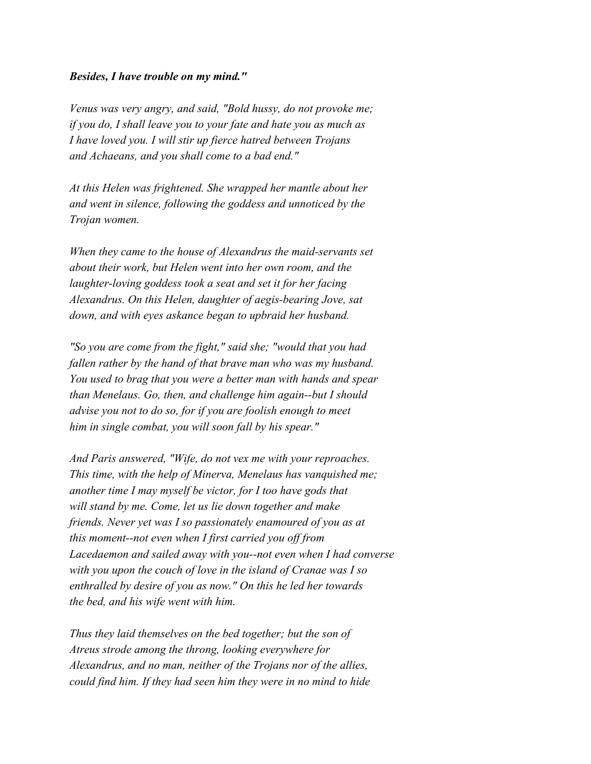*Besides, I have trouble on my mind."*

*Venus was very angry, and said, "Bold hussy, do not provoke me; if you do, I shall leave you to your fate and hate you as much as I have loved you. I will stir up fierce hatred between Trojans and Achaeans, and you shall come to a bad end."*

*At this Helen was frightened. She wrapped her mantle about her and went in silence, following the goddess and unnoticed by the Trojan women.*

*When they came to the house of Alexandrus the maid-servants set about their work, but Helen went into her own room, and the laughter-loving goddess took a seat and set it for her facing Alexandrus. On this Helen, daughter of aegis-bearing Jove, sat down, and with eyes askance began to upbraid her husband.*

*"So you are come from the fight," said she; "would that you had fallen rather by the hand of that brave man who was my husband. You used to brag that you were a better man with hands and spear than Menelaus. Go, then, and challenge him again--but I should advise you not to do so, for if you are foolish enough to meet him in single combat, you will soon fall by his spear."*

*And Paris answered, "Wife, do not vex me with your reproaches. This time, with the help of Minerva, Menelaus has vanquished me; another time I may myself be victor, for I too have gods that will stand by me. Come, let us lie down together and make friends. Never yet was I so passionately enamoured of you as at this moment--not even when I first carried you off from Lacedaemon and sailed away with you--not even when I had converse with you upon the couch of love in the island of Cranae was I so enthralled by desire of you as now." On this he led her towards the bed, and his wife went with him.*

*Thus they laid themselves on the bed together; but the son of Atreus strode among the throng, looking everywhere for Alexandrus, and no man, neither of the Trojans nor of the allies, could find him. If they had seen him they were in no mind to hide*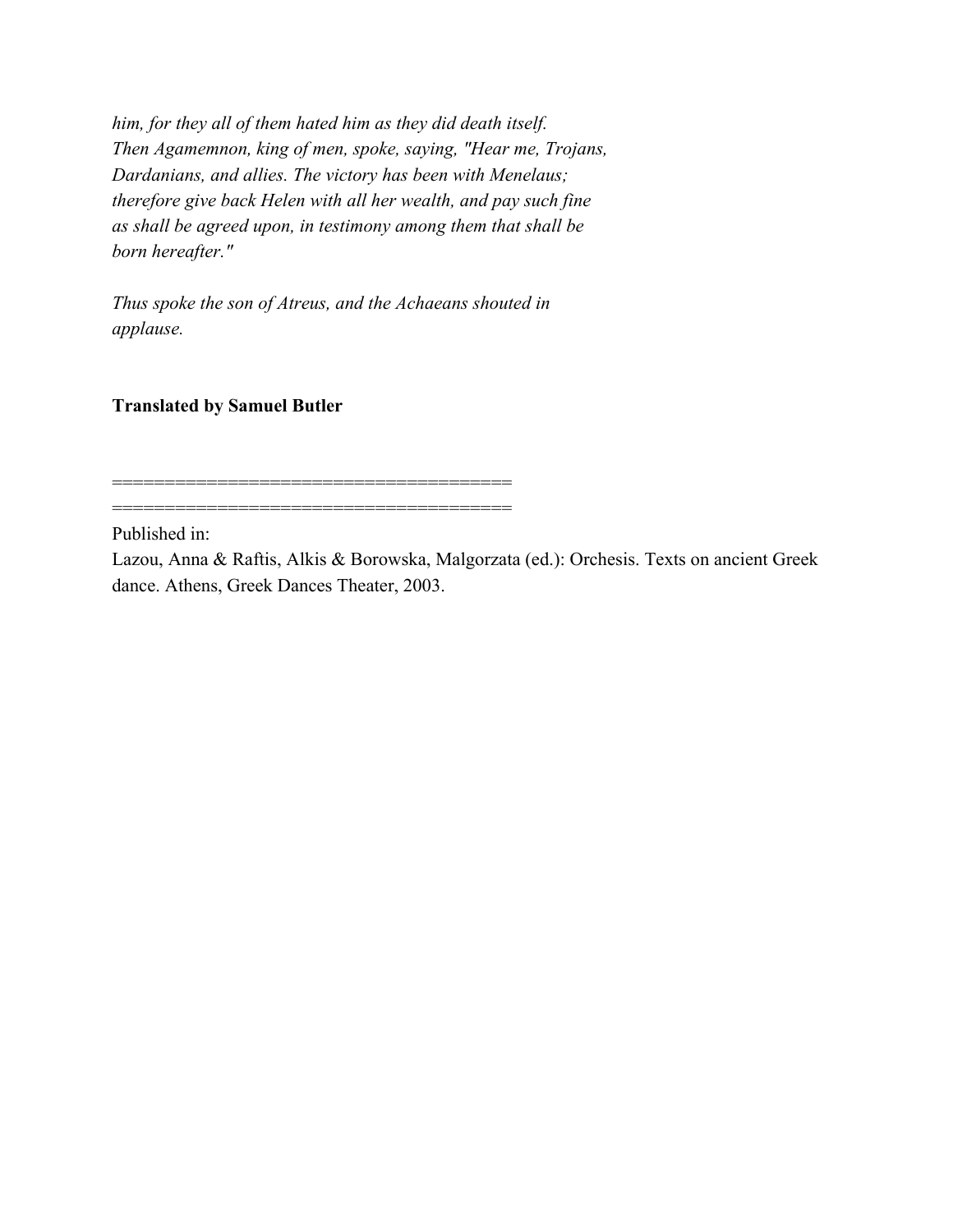*him, for they all of them hated him as they did death itself. Then Agamemnon, king of men, spoke, saying, "Hear me, Trojans, Dardanians, and allies. The victory has been with Menelaus; therefore give back Helen with all her wealth, and pay such fine as shall be agreed upon, in testimony among them that shall be born hereafter."*

*Thus spoke the son of Atreus, and the Achaeans shouted in applause.*

**Translated by Samuel Butler**

=======================================
=======================================

Published in:
Lazou, Anna & Raftis, Alkis & Borowska, Malgorzata (ed.): Orchesis. Texts on ancient Greek dance. Athens, Greek Dances Theater, 2003.